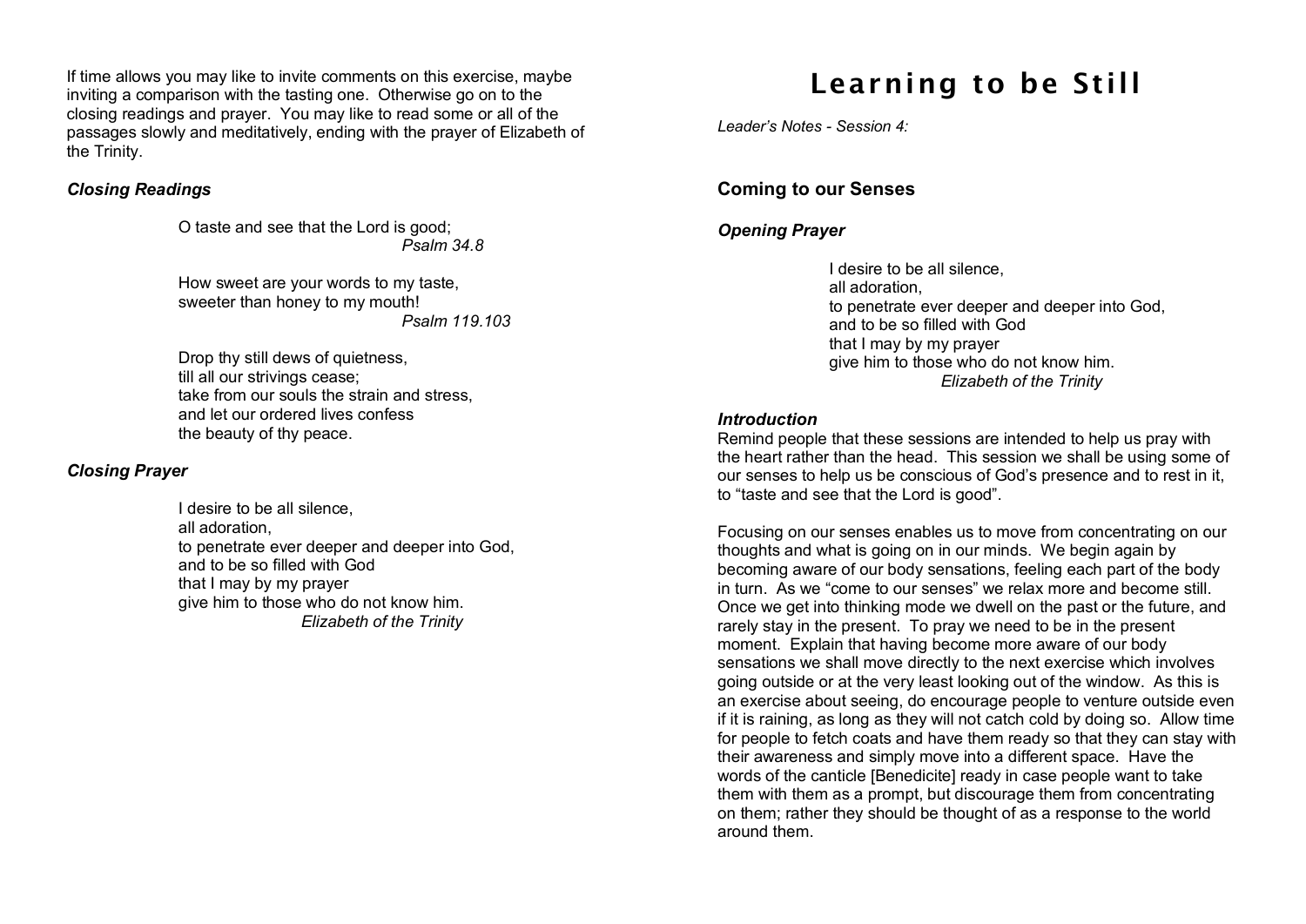If time allows you may like to invite comments on this exercise, maybe inviting a comparison with the tasting one. Otherwise go on to the closing readings and prayer. You may like to read some or all of the passages slowly and meditatively, ending with the prayer of Elizabeth of the Trinity.

### *Closing Readings*

> O taste and see that the Lord is good;
> *Psalm 34.8*
>
> How sweet are your words to my taste,
> sweeter than honey to my mouth!
> *Psalm 119.103*
>
> Drop thy still dews of quietness,
> till all our strivings cease;
> take from our souls the strain and stress,
> and let our ordered lives confess
> the beauty of thy peace.

### *Closing Prayer*

> I desire to be all silence,
> all adoration,
> to penetrate ever deeper and deeper into God,
> and to be so filled with God
> that I may by my prayer
> give him to those who do not know him.
> *Elizabeth of the Trinity*

# Learning to be Still

*Leader's Notes - Session 4:*

## Coming to our Senses

### *Opening Prayer*

> I desire to be all silence,
> all adoration,
> to penetrate ever deeper and deeper into God,
> and to be so filled with God
> that I may by my prayer
> give him to those who do not know him.
> *Elizabeth of the Trinity*

### *Introduction*

Remind people that these sessions are intended to help us pray with the heart rather than the head. This session we shall be using some of our senses to help us be conscious of God's presence and to rest in it, to "taste and see that the Lord is good".

Focusing on our senses enables us to move from concentrating on our thoughts and what is going on in our minds. We begin again by becoming aware of our body sensations, feeling each part of the body in turn. As we "come to our senses" we relax more and become still. Once we get into thinking mode we dwell on the past or the future, and rarely stay in the present. To pray we need to be in the present moment. Explain that having become more aware of our body sensations we shall move directly to the next exercise which involves going outside or at the very least looking out of the window. As this is an exercise about seeing, do encourage people to venture outside even if it is raining, as long as they will not catch cold by doing so. Allow time for people to fetch coats and have them ready so that they can stay with their awareness and simply move into a different space. Have the words of the canticle [Benedicite] ready in case people want to take them with them as a prompt, but discourage them from concentrating on them; rather they should be thought of as a response to the world around them.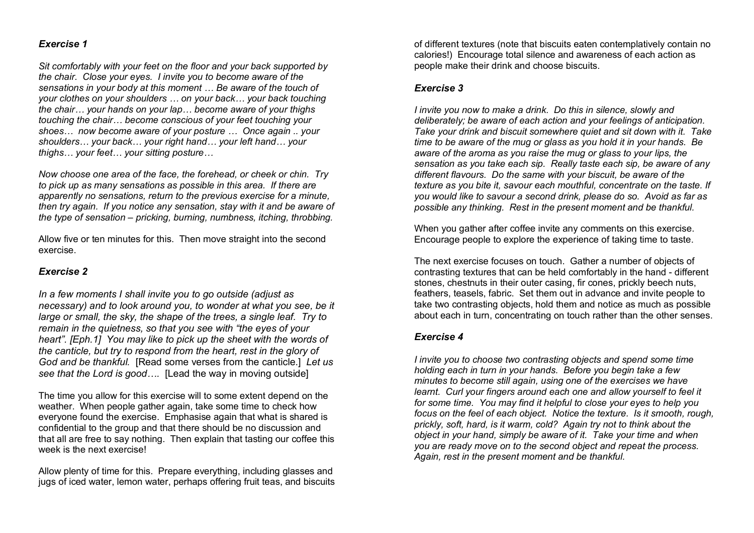### *Exercise 1*

*Sit comfortably with your feet on the floor and your back supported by the chair. Close your eyes. I invite you to become aware of the sensations in your body at this moment … Be aware of the touch of your clothes on your shoulders … on your back… your back touching the chair… your hands on your lap… become aware of your thighs touching the chair… become conscious of your feet touching your shoes… now become aware of your posture … Once again .. your shoulders… your back… your right hand… your left hand… your thighs… your feet… your sitting posture…*

*Now choose one area of the face, the forehead, or cheek or chin. Try to pick up as many sensations as possible in this area. If there are apparently no sensations, return to the previous exercise for a minute, then try again. If you notice any sensation, stay with it and be aware of the type of sensation – pricking, burning, numbness, itching, throbbing.*

Allow five or ten minutes for this. Then move straight into the second exercise.

### *Exercise 2*

*In a few moments I shall invite you to go outside (adjust as necessary) and to look around you, to wonder at what you see, be it large or small, the sky, the shape of the trees, a single leaf. Try to remain in the quietness, so that you see with "the eyes of your heart". [Eph.1] You may like to pick up the sheet with the words of the canticle, but try to respond from the heart, rest in the glory of God and be thankful.* [Read some verses from the canticle.] *Let us see that the Lord is good….* [Lead the way in moving outside]

The time you allow for this exercise will to some extent depend on the weather. When people gather again, take some time to check how everyone found the exercise. Emphasise again that what is shared is confidential to the group and that there should be no discussion and that all are free to say nothing. Then explain that tasting our coffee this week is the next exercise!

Allow plenty of time for this. Prepare everything, including glasses and jugs of iced water, lemon water, perhaps offering fruit teas, and biscuits of different textures (note that biscuits eaten contemplatively contain no calories!) Encourage total silence and awareness of each action as people make their drink and choose biscuits.

### *Exercise 3*

*I invite you now to make a drink. Do this in silence, slowly and deliberately; be aware of each action and your feelings of anticipation. Take your drink and biscuit somewhere quiet and sit down with it. Take time to be aware of the mug or glass as you hold it in your hands. Be aware of the aroma as you raise the mug or glass to your lips, the sensation as you take each sip. Really taste each sip, be aware of any different flavours. Do the same with your biscuit, be aware of the texture as you bite it, savour each mouthful, concentrate on the taste. If you would like to savour a second drink, please do so. Avoid as far as possible any thinking. Rest in the present moment and be thankful.*

When you gather after coffee invite any comments on this exercise. Encourage people to explore the experience of taking time to taste.

The next exercise focuses on touch. Gather a number of objects of contrasting textures that can be held comfortably in the hand - different stones, chestnuts in their outer casing, fir cones, prickly beech nuts, feathers, teasels, fabric. Set them out in advance and invite people to take two contrasting objects, hold them and notice as much as possible about each in turn, concentrating on touch rather than the other senses.

### *Exercise 4*

*I invite you to choose two contrasting objects and spend some time holding each in turn in your hands. Before you begin take a few minutes to become still again, using one of the exercises we have learnt. Curl your fingers around each one and allow yourself to feel it for some time. You may find it helpful to close your eyes to help you focus on the feel of each object. Notice the texture. Is it smooth, rough, prickly, soft, hard, is it warm, cold? Again try not to think about the object in your hand, simply be aware of it. Take your time and when you are ready move on to the second object and repeat the process. Again, rest in the present moment and be thankful.*